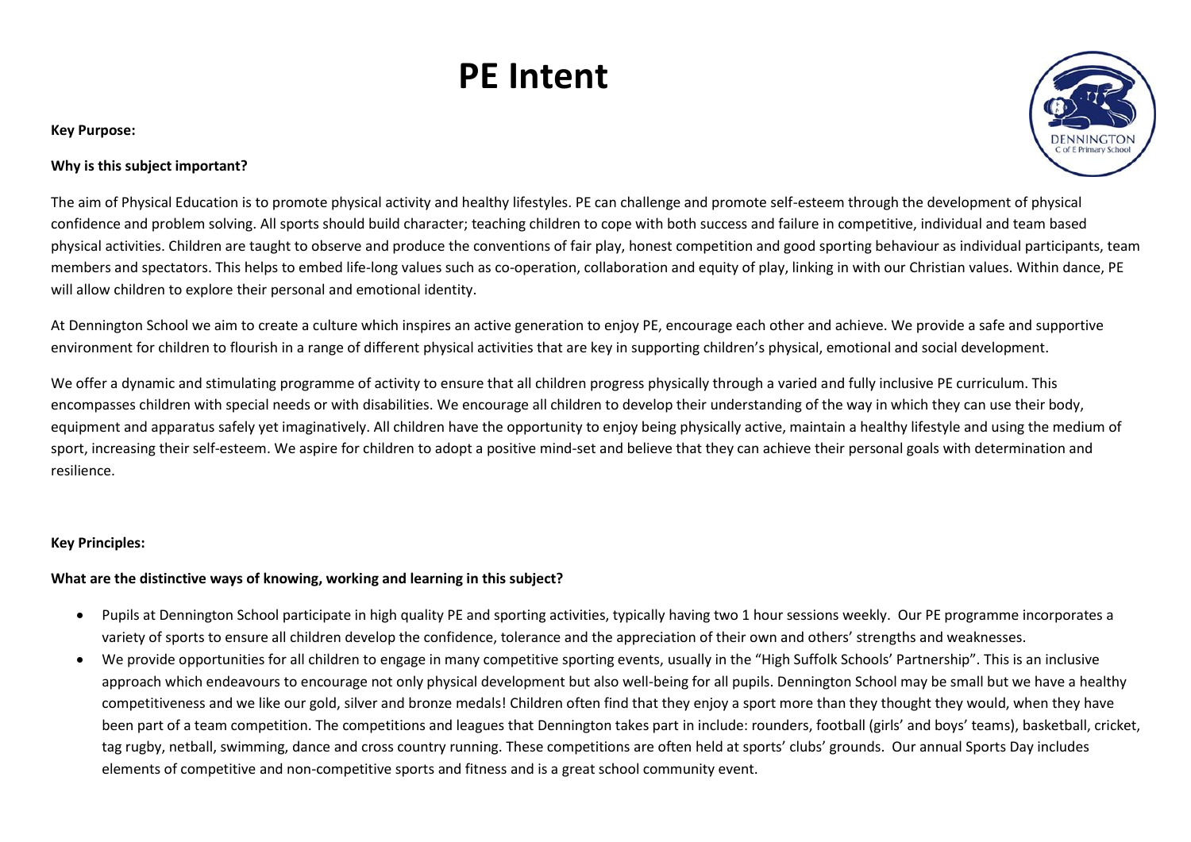# PE Intent

**Key Purpose:**

**Why is this subject important?**

The aim of Physical Education is to promote physical activity and healthy lifestyles. PE can challenge and promote self-esteem through the development of physical confidence and problem solving. All sports should build character; teaching children to cope with both success and failure in competitive, individual and team based physical activities. Children are taught to observe and produce the conventions of fair play, honest competition and good sporting behaviour as individual participants, team members and spectators. This helps to embed life-long values such as co-operation, collaboration and equity of play, linking in with our Christian values. Within dance, PE will allow children to explore their personal and emotional identity.

At Dennington School we aim to create a culture which inspires an active generation to enjoy PE, encourage each other and achieve. We provide a safe and supportive environment for children to flourish in a range of different physical activities that are key in supporting children's physical, emotional and social development.

We offer a dynamic and stimulating programme of activity to ensure that all children progress physically through a varied and fully inclusive PE curriculum. This encompasses children with special needs or with disabilities. We encourage all children to develop their understanding of the way in which they can use their body, equipment and apparatus safely yet imaginatively. All children have the opportunity to enjoy being physically active, maintain a healthy lifestyle and using the medium of sport, increasing their self-esteem. We aspire for children to adopt a positive mind-set and believe that they can achieve their personal goals with determination and resilience.

**Key Principles:**

**What are the distinctive ways of knowing, working and learning in this subject?**

- Pupils at Dennington School participate in high quality PE and sporting activities, typically having two 1 hour sessions weekly. Our PE programme incorporates a variety of sports to ensure all children develop the confidence, tolerance and the appreciation of their own and others' strengths and weaknesses.
- We provide opportunities for all children to engage in many competitive sporting events, usually in the "High Suffolk Schools' Partnership". This is an inclusive approach which endeavours to encourage not only physical development but also well-being for all pupils. Dennington School may be small but we have a healthy competitiveness and we like our gold, silver and bronze medals! Children often find that they enjoy a sport more than they thought they would, when they have been part of a team competition. The competitions and leagues that Dennington takes part in include: rounders, football (girls' and boys' teams), basketball, cricket, tag rugby, netball, swimming, dance and cross country running. These competitions are often held at sports' clubs' grounds. Our annual Sports Day includes elements of competitive and non-competitive sports and fitness and is a great school community event.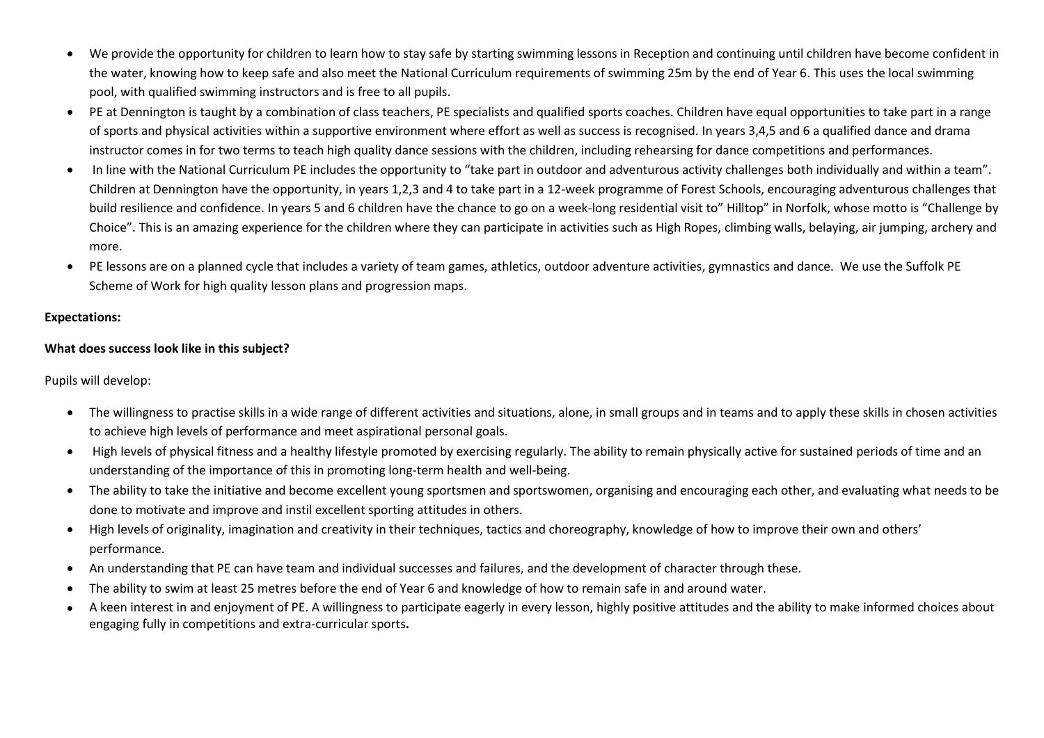- We provide the opportunity for children to learn how to stay safe by starting swimming lessons in Reception and continuing until children have become confident in the water, knowing how to keep safe and also meet the National Curriculum requirements of swimming 25m by the end of Year 6. This uses the local swimming pool, with qualified swimming instructors and is free to all pupils.
- PE at Dennington is taught by a combination of class teachers, PE specialists and qualified sports coaches. Children have equal opportunities to take part in a range of sports and physical activities within a supportive environment where effort as well as success is recognised. In years 3,4,5 and 6 a qualified dance and drama instructor comes in for two terms to teach high quality dance sessions with the children, including rehearsing for dance competitions and performances.
- In line with the National Curriculum PE includes the opportunity to "take part in outdoor and adventurous activity challenges both individually and within a team". Children at Dennington have the opportunity, in years 1,2,3 and 4 to take part in a 12-week programme of Forest Schools, encouraging adventurous challenges that build resilience and confidence. In years 5 and 6 children have the chance to go on a week-long residential visit to" Hilltop" in Norfolk, whose motto is "Challenge by Choice". This is an amazing experience for the children where they can participate in activities such as High Ropes, climbing walls, belaying, air jumping, archery and more.
- PE lessons are on a planned cycle that includes a variety of team games, athletics, outdoor adventure activities, gymnastics and dance. We use the Suffolk PE Scheme of Work for high quality lesson plans and progression maps.

**Expectations:**

**What does success look like in this subject?**

Pupils will develop:

- The willingness to practise skills in a wide range of different activities and situations, alone, in small groups and in teams and to apply these skills in chosen activities to achieve high levels of performance and meet aspirational personal goals.
- High levels of physical fitness and a healthy lifestyle promoted by exercising regularly. The ability to remain physically active for sustained periods of time and an understanding of the importance of this in promoting long-term health and well-being.
- The ability to take the initiative and become excellent young sportsmen and sportswomen, organising and encouraging each other, and evaluating what needs to be done to motivate and improve and instil excellent sporting attitudes in others.
- High levels of originality, imagination and creativity in their techniques, tactics and choreography, knowledge of how to improve their own and others' performance.
- An understanding that PE can have team and individual successes and failures, and the development of character through these.
- The ability to swim at least 25 metres before the end of Year 6 and knowledge of how to remain safe in and around water.
- A keen interest in and enjoyment of PE. A willingness to participate eagerly in every lesson, highly positive attitudes and the ability to make informed choices about engaging fully in competitions and extra-curricular sports**.**